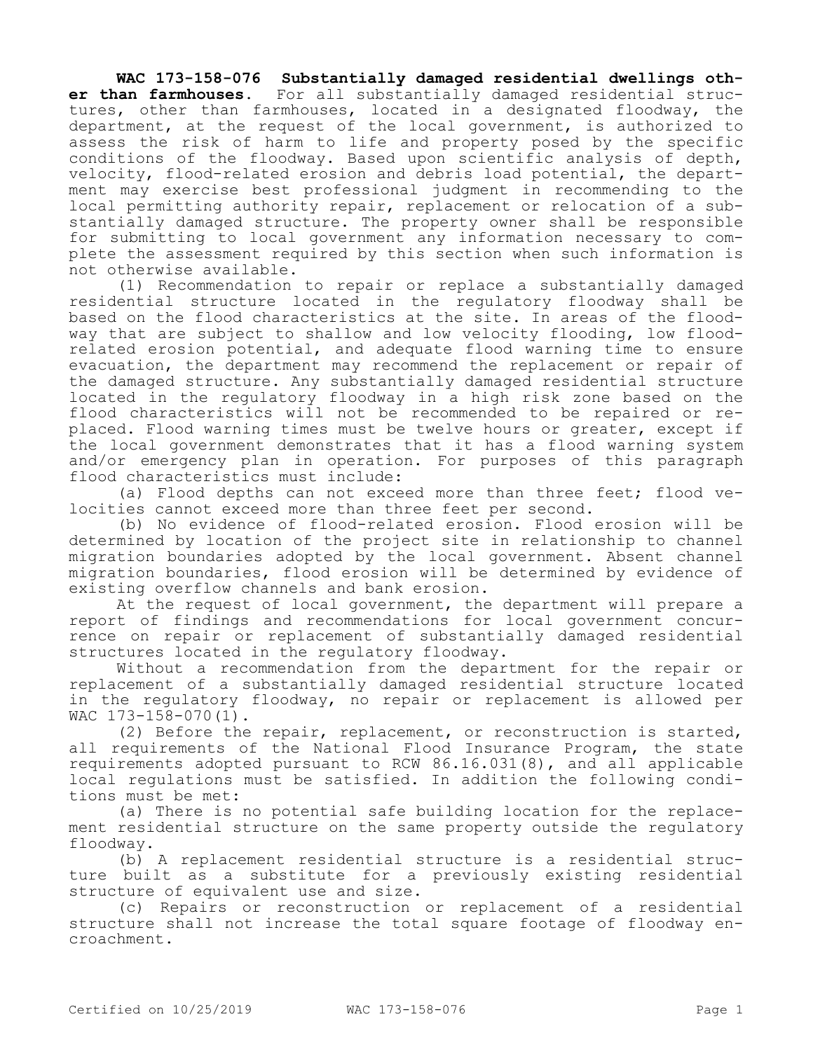**WAC 173-158-076 Substantially damaged residential dwellings other than farmhouses.** For all substantially damaged residential structures, other than farmhouses, located in a designated floodway, the department, at the request of the local government, is authorized to assess the risk of harm to life and property posed by the specific conditions of the floodway. Based upon scientific analysis of depth, velocity, flood-related erosion and debris load potential, the department may exercise best professional judgment in recommending to the local permitting authority repair, replacement or relocation of a substantially damaged structure. The property owner shall be responsible for submitting to local government any information necessary to complete the assessment required by this section when such information is not otherwise available.

(1) Recommendation to repair or replace a substantially damaged residential structure located in the regulatory floodway shall be based on the flood characteristics at the site. In areas of the floodway that are subject to shallow and low velocity flooding, low flood-related erosion potential, and adequate flood warning time to ensure evacuation, the department may recommend the replacement or repair of the damaged structure. Any substantially damaged residential structure located in the regulatory floodway in a high risk zone based on the flood characteristics will not be recommended to be repaired or replaced. Flood warning times must be twelve hours or greater, except if the local government demonstrates that it has a flood warning system and/or emergency plan in operation. For purposes of this paragraph flood characteristics must include:

(a) Flood depths can not exceed more than three feet; flood velocities cannot exceed more than three feet per second.

(b) No evidence of flood-related erosion. Flood erosion will be determined by location of the project site in relationship to channel migration boundaries adopted by the local government. Absent channel migration boundaries, flood erosion will be determined by evidence of existing overflow channels and bank erosion.

At the request of local government, the department will prepare a report of findings and recommendations for local government concurrence on repair or replacement of substantially damaged residential structures located in the regulatory floodway.

Without a recommendation from the department for the repair or replacement of a substantially damaged residential structure located in the regulatory floodway, no repair or replacement is allowed per WAC 173-158-070(1).

(2) Before the repair, replacement, or reconstruction is started, all requirements of the National Flood Insurance Program, the state requirements adopted pursuant to RCW 86.16.031(8), and all applicable local regulations must be satisfied. In addition the following conditions must be met:

(a) There is no potential safe building location for the replacement residential structure on the same property outside the regulatory floodway.

(b) A replacement residential structure is a residential structure built as a substitute for a previously existing residential structure of equivalent use and size.

(c) Repairs or reconstruction or replacement of a residential structure shall not increase the total square footage of floodway encroachment.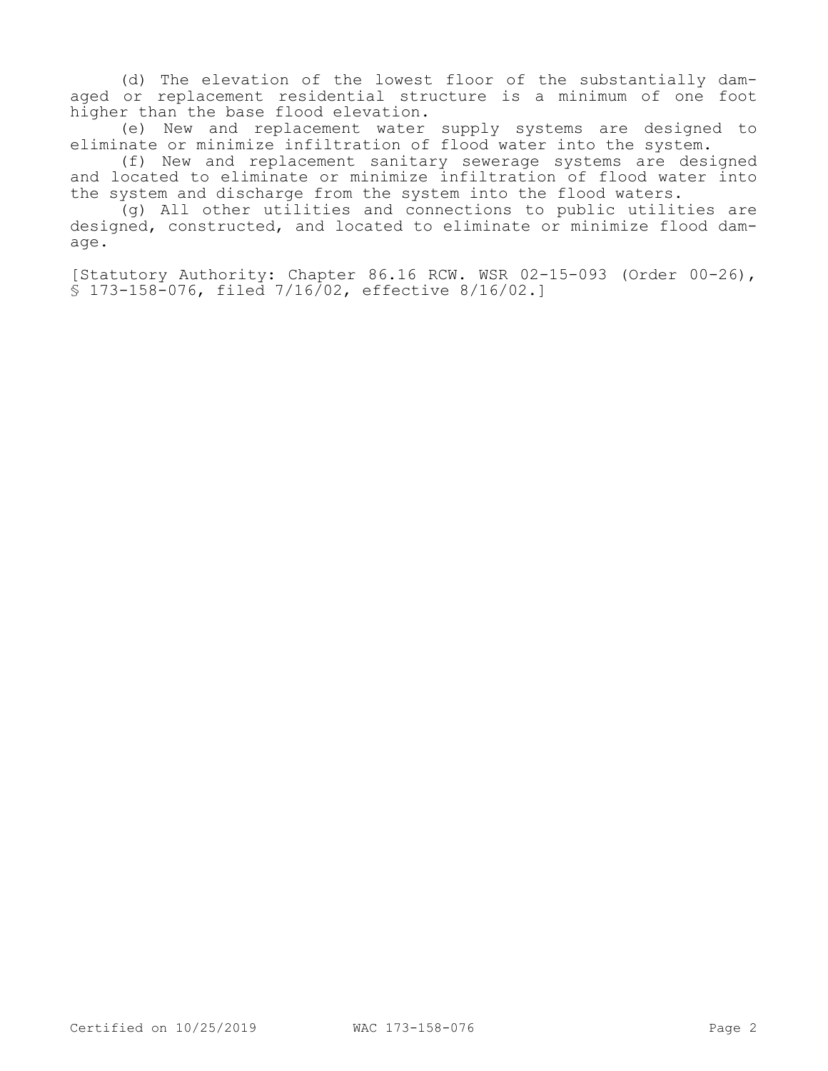(d) The elevation of the lowest floor of the substantially damaged or replacement residential structure is a minimum of one foot higher than the base flood elevation.

(e) New and replacement water supply systems are designed to eliminate or minimize infiltration of flood water into the system.

(f) New and replacement sanitary sewerage systems are designed and located to eliminate or minimize infiltration of flood water into the system and discharge from the system into the flood waters.

(g) All other utilities and connections to public utilities are designed, constructed, and located to eliminate or minimize flood damage.

[Statutory Authority: Chapter 86.16 RCW. WSR 02-15-093 (Order 00-26), § 173-158-076, filed 7/16/02, effective 8/16/02.]